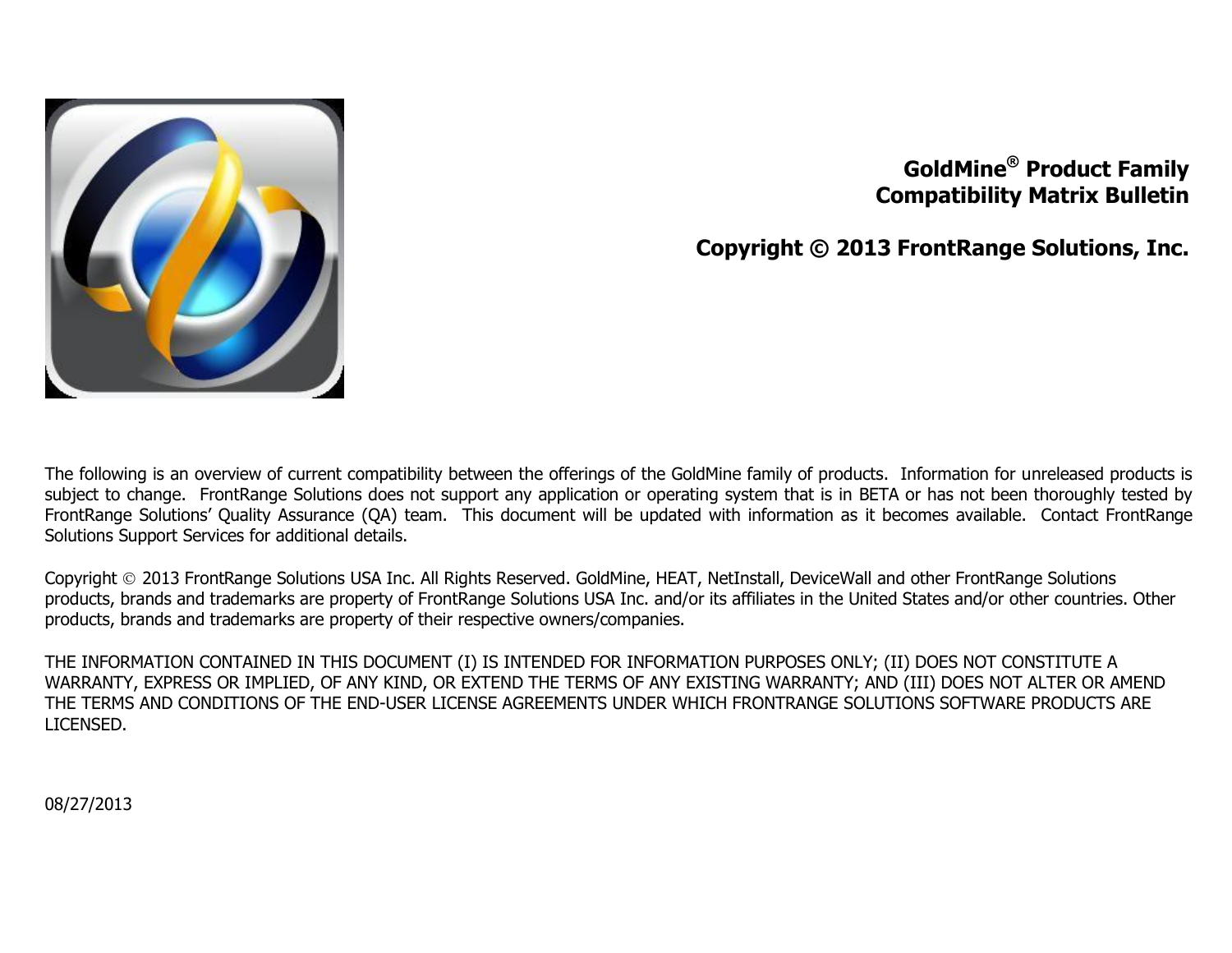# GoldMine® Product Family Compatibility Matrix Bulletin

**Copyright © 2013 FrontRange Solutions, Inc.**

The following is an overview of current compatibility between the offerings of the GoldMine family of products. Information for unreleased products is subject to change. FrontRange Solutions does not support any application or operating system that is in BETA or has not been thoroughly tested by FrontRange Solutions' Quality Assurance (QA) team. This document will be updated with information as it becomes available. Contact FrontRange Solutions Support Services for additional details.

Copyright © 2013 FrontRange Solutions USA Inc. All Rights Reserved. GoldMine, HEAT, NetInstall, DeviceWall and other FrontRange Solutions products, brands and trademarks are property of FrontRange Solutions USA Inc. and/or its affiliates in the United States and/or other countries. Other products, brands and trademarks are property of their respective owners/companies.

THE INFORMATION CONTAINED IN THIS DOCUMENT (I) IS INTENDED FOR INFORMATION PURPOSES ONLY; (II) DOES NOT CONSTITUTE A WARRANTY, EXPRESS OR IMPLIED, OF ANY KIND, OR EXTEND THE TERMS OF ANY EXISTING WARRANTY; AND (III) DOES NOT ALTER OR AMEND THE TERMS AND CONDITIONS OF THE END-USER LICENSE AGREEMENTS UNDER WHICH FRONTRANGE SOLUTIONS SOFTWARE PRODUCTS ARE LICENSED.

08/27/2013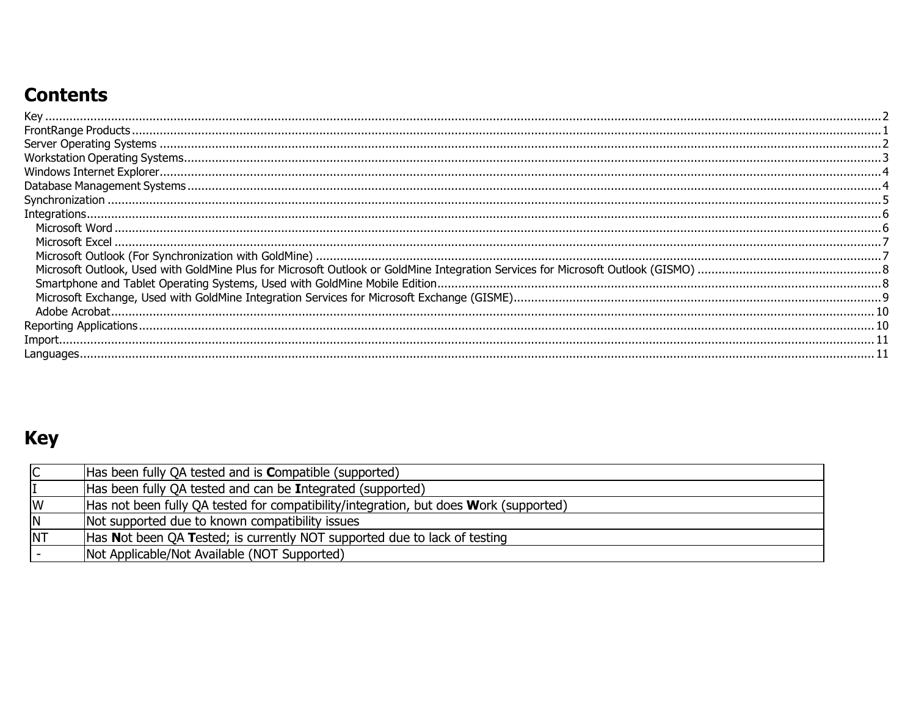# Contents

Key ........ 2
FrontRange Products ........ 1
Server Operating Systems ........ 2
Workstation Operating Systems ........ 3
Windows Internet Explorer ........ 4
Database Management Systems ........ 4
Synchronization ........ 5
Integrations ........ 6
- Microsoft Word ........ 6
- Microsoft Excel ........ 7
- Microsoft Outlook (For Synchronization with GoldMine) ........ 7
- Microsoft Outlook, Used with GoldMine Plus for Microsoft Outlook or GoldMine Integration Services for Microsoft Outlook (GISMO) ........ 8
- Smartphone and Tablet Operating Systems, Used with GoldMine Mobile Edition ........ 8
- Microsoft Exchange, Used with GoldMine Integration Services for Microsoft Exchange (GISME) ........ 9
- Adobe Acrobat ........ 10

Reporting Applications ........ 10
Import ........ 11
Languages ........ 11

# Key

| | |
|---|---|
| C | Has been fully QA tested and is **C**ompatible (supported) |
| I | Has been fully QA tested and can be **I**ntegrated (supported) |
| W | Has not been fully QA tested for compatibility/integration, but does **W**ork (supported) |
| N | Not supported due to known compatibility issues |
| NT | Has **N**ot been QA **T**ested; is currently NOT supported due to lack of testing |
| - | Not Applicable/Not Available (NOT Supported) |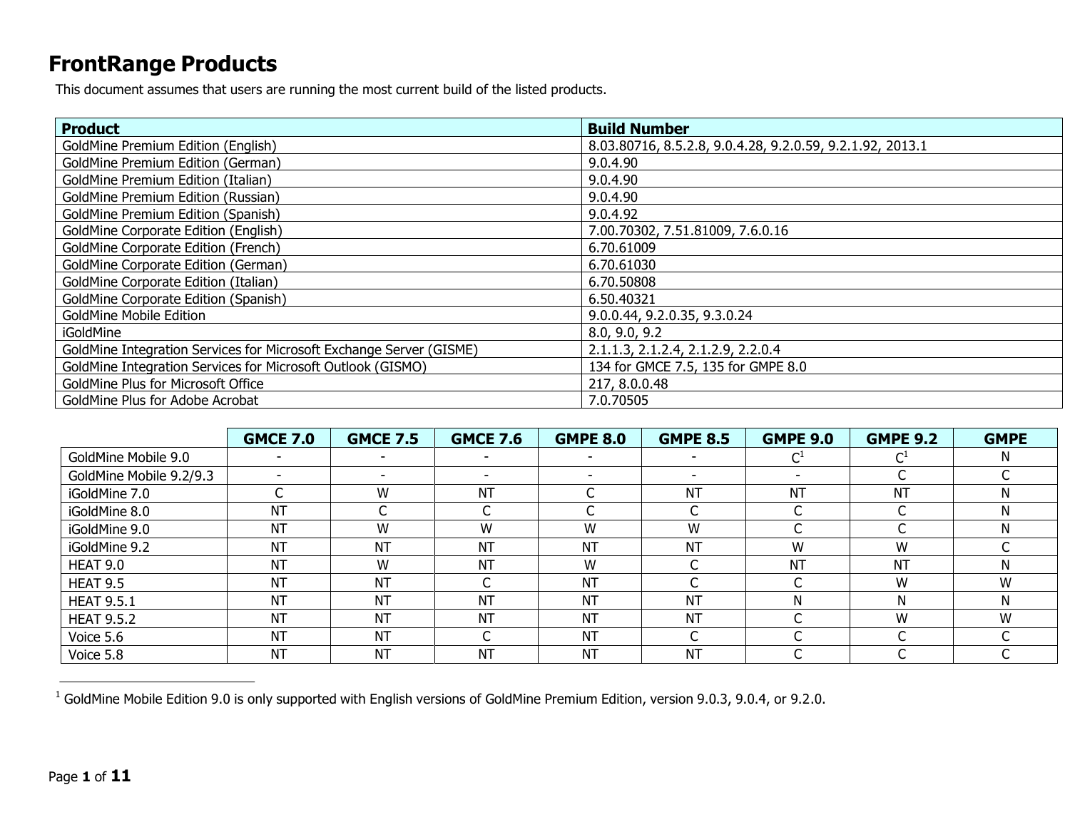# FrontRange Products

This document assumes that users are running the most current build of the listed products.

| Product | Build Number |
|---|---|
| GoldMine Premium Edition (English) | 8.03.80716, 8.5.2.8, 9.0.4.28, 9.2.0.59, 9.2.1.92, 2013.1 |
| GoldMine Premium Edition (German) | 9.0.4.90 |
| GoldMine Premium Edition (Italian) | 9.0.4.90 |
| GoldMine Premium Edition (Russian) | 9.0.4.90 |
| GoldMine Premium Edition (Spanish) | 9.0.4.92 |
| GoldMine Corporate Edition (English) | 7.00.70302, 7.51.81009, 7.6.0.16 |
| GoldMine Corporate Edition (French) | 6.70.61009 |
| GoldMine Corporate Edition (German) | 6.70.61030 |
| GoldMine Corporate Edition (Italian) | 6.70.50808 |
| GoldMine Corporate Edition (Spanish) | 6.50.40321 |
| GoldMine Mobile Edition | 9.0.0.44, 9.2.0.35, 9.3.0.24 |
| iGoldMine | 8.0, 9.0, 9.2 |
| GoldMine Integration Services for Microsoft Exchange Server (GISME) | 2.1.1.3, 2.1.2.4, 2.1.2.9, 2.2.0.4 |
| GoldMine Integration Services for Microsoft Outlook (GISMO) | 134 for GMCE 7.5, 135 for GMPE 8.0 |
| GoldMine Plus for Microsoft Office | 217, 8.0.0.48 |
| GoldMine Plus for Adobe Acrobat | 7.0.70505 |

| | GMCE 7.0 | GMCE 7.5 | GMCE 7.6 | GMPE 8.0 | GMPE 8.5 | GMPE 9.0 | GMPE 9.2 | GMPE |
|---|---|---|---|---|---|---|---|---|
| GoldMine Mobile 9.0 | - | - | - | - | - | C[1] | C[1] | N |
| GoldMine Mobile 9.2/9.3 | - | - | - | - | - | - | C | C |
| iGoldMine 7.0 | C | W | NT | C | NT | NT | NT | N |
| iGoldMine 8.0 | NT | C | C | C | C | C | C | N |
| iGoldMine 9.0 | NT | W | W | W | W | C | C | N |
| iGoldMine 9.2 | NT | NT | NT | NT | NT | W | W | C |
| HEAT 9.0 | NT | W | NT | W | C | NT | NT | N |
| HEAT 9.5 | NT | NT | C | NT | C | C | W | W |
| HEAT 9.5.1 | NT | NT | NT | NT | NT | N | N | N |
| HEAT 9.5.2 | NT | NT | NT | NT | NT | C | W | W |
| Voice 5.6 | NT | NT | C | NT | C | C | C | C |
| Voice 5.8 | NT | NT | NT | NT | NT | C | C | C |

[1] GoldMine Mobile Edition 9.0 is only supported with English versions of GoldMine Premium Edition, version 9.0.3, 9.0.4, or 9.2.0.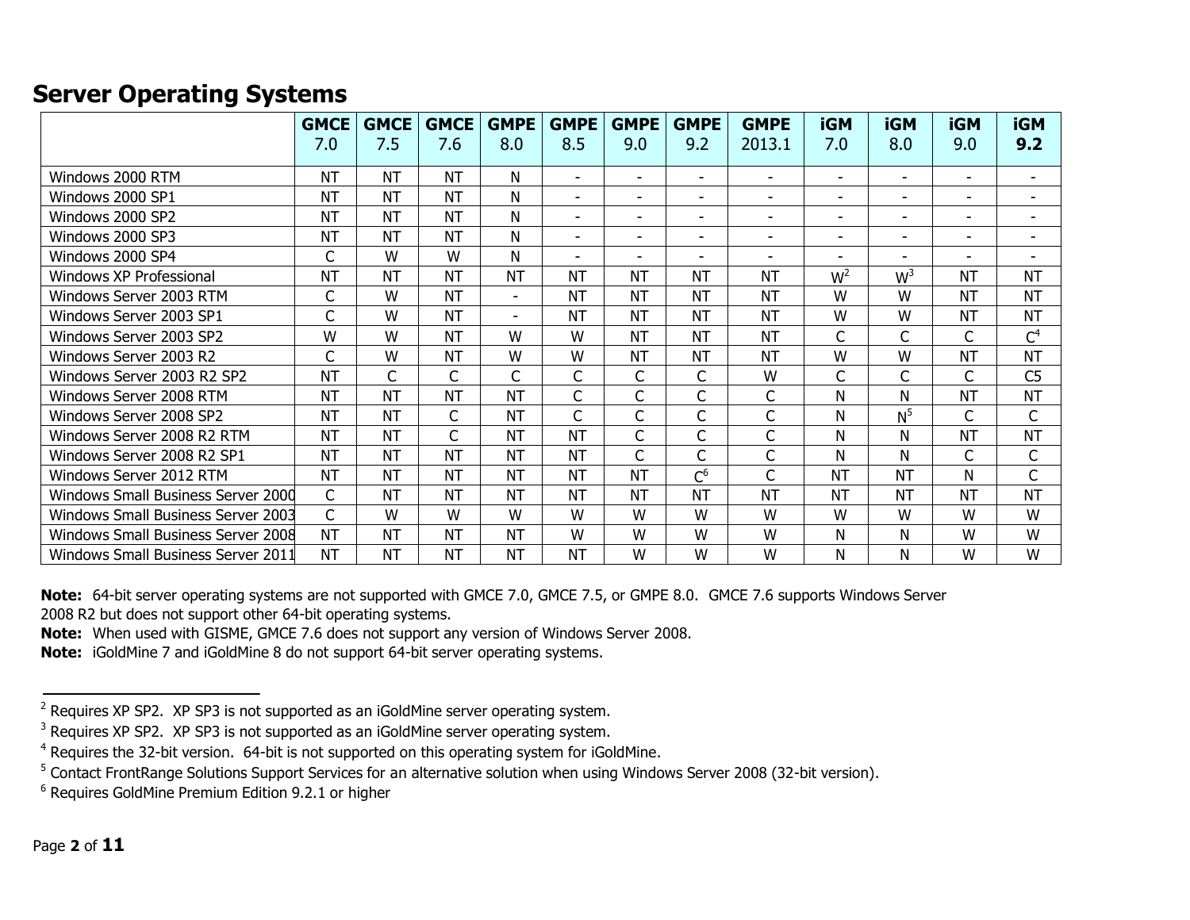## Server Operating Systems

| | GMCE 7.0 | GMCE 7.5 | GMCE 7.6 | GMPE 8.0 | GMPE 8.5 | GMPE 9.0 | GMPE 9.2 | GMPE 2013.1 | iGM 7.0 | iGM 8.0 | iGM 9.0 | iGM **9.2** |
|---|---|---|---|---|---|---|---|---|---|---|---|---|
| Windows 2000 RTM | NT | NT | NT | N | - | - | - | - | - | - | - | - |
| Windows 2000 SP1 | NT | NT | NT | N | - | - | - | - | - | - | - | - |
| Windows 2000 SP2 | NT | NT | NT | N | - | - | - | - | - | - | - | - |
| Windows 2000 SP3 | NT | NT | NT | N | - | - | - | - | - | - | - | - |
| Windows 2000 SP4 | C | W | W | N | - | - | - | - | - | - | - | - |
| Windows XP Professional | NT | NT | NT | NT | NT | NT | NT | NT | W[2] | W[3] | NT | NT |
| Windows Server 2003 RTM | C | W | NT | - | NT | NT | NT | NT | W | W | NT | NT |
| Windows Server 2003 SP1 | C | W | NT | - | NT | NT | NT | NT | W | W | NT | NT |
| Windows Server 2003 SP2 | W | W | NT | W | W | NT | NT | NT | C | C | C | C[4] |
| Windows Server 2003 R2 | C | W | NT | W | W | NT | NT | NT | W | W | NT | NT |
| Windows Server 2003 R2 SP2 | NT | C | C | C | C | C | C | W | C | C | C | C5 |
| Windows Server 2008 RTM | NT | NT | NT | NT | C | C | C | C | N | N | NT | NT |
| Windows Server 2008 SP2 | NT | NT | C | NT | C | C | C | C | N | N[5] | C | C |
| Windows Server 2008 R2 RTM | NT | NT | C | NT | NT | C | C | C | N | N | NT | NT |
| Windows Server 2008 R2 SP1 | NT | NT | NT | NT | NT | C | C | C | N | N | C | C |
| Windows Server 2012 RTM | NT | NT | NT | NT | NT | NT | C[6] | C | NT | NT | N | C |
| Windows Small Business Server 2000 | C | NT | NT | NT | NT | NT | NT | NT | NT | NT | NT | NT |
| Windows Small Business Server 2003 | C | W | W | W | W | W | W | W | W | W | W | W |
| Windows Small Business Server 2008 | NT | NT | NT | NT | W | W | W | W | N | N | W | W |
| Windows Small Business Server 2011 | NT | NT | NT | NT | NT | W | W | W | N | N | W | W |

**Note:** 64-bit server operating systems are not supported with GMCE 7.0, GMCE 7.5, or GMPE 8.0. GMCE 7.6 supports Windows Server 2008 R2 but does not support other 64-bit operating systems.

**Note:** When used with GISME, GMCE 7.6 does not support any version of Windows Server 2008.

**Note:** iGoldMine 7 and iGoldMine 8 do not support 64-bit server operating systems.

[2] Requires XP SP2. XP SP3 is not supported as an iGoldMine server operating system.

[3] Requires XP SP2. XP SP3 is not supported as an iGoldMine server operating system.

[4] Requires the 32-bit version. 64-bit is not supported on this operating system for iGoldMine.

[5] Contact FrontRange Solutions Support Services for an alternative solution when using Windows Server 2008 (32-bit version).

[6] Requires GoldMine Premium Edition 9.2.1 or higher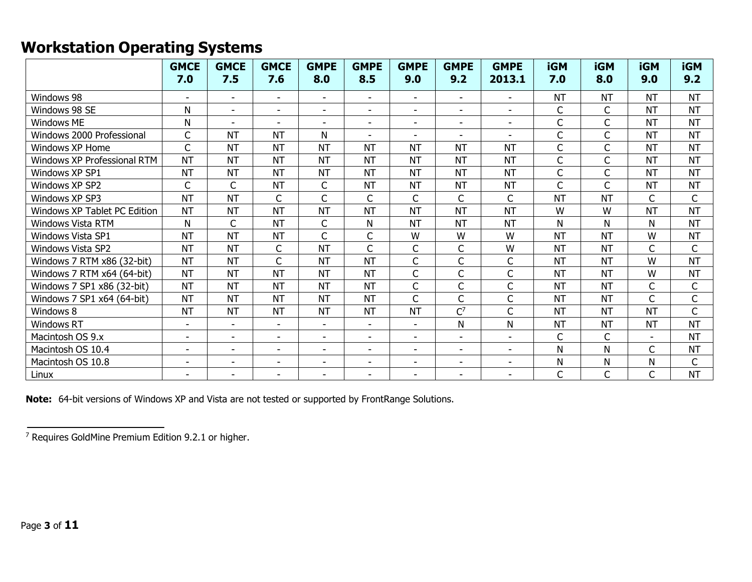## Workstation Operating Systems

| | GMCE 7.0 | GMCE 7.5 | GMCE 7.6 | GMPE 8.0 | GMPE 8.5 | GMPE 9.0 | GMPE 9.2 | GMPE 2013.1 | iGM 7.0 | iGM 8.0 | iGM 9.0 | iGM 9.2 |
|---|---|---|---|---|---|---|---|---|---|---|---|---|
| Windows 98 | - | - | - | - | - | - | - | - | NT | NT | NT | NT |
| Windows 98 SE | N | - | - | - | - | - | - | - | C | C | NT | NT |
| Windows ME | N | - | - | - | - | - | - | - | C | C | NT | NT |
| Windows 2000 Professional | C | NT | NT | N | - | - | - | - | C | C | NT | NT |
| Windows XP Home | C | NT | NT | NT | NT | NT | NT | NT | C | C | NT | NT |
| Windows XP Professional RTM | NT | NT | NT | NT | NT | NT | NT | NT | C | C | NT | NT |
| Windows XP SP1 | NT | NT | NT | NT | NT | NT | NT | NT | C | C | NT | NT |
| Windows XP SP2 | C | C | NT | C | NT | NT | NT | NT | C | C | NT | NT |
| Windows XP SP3 | NT | NT | C | C | C | C | C | C | NT | NT | C | C |
| Windows XP Tablet PC Edition | NT | NT | NT | NT | NT | NT | NT | NT | W | W | NT | NT |
| Windows Vista RTM | N | C | NT | C | N | NT | NT | NT | N | N | N | NT |
| Windows Vista SP1 | NT | NT | NT | C | C | W | W | W | NT | NT | W | NT |
| Windows Vista SP2 | NT | NT | C | NT | C | C | C | W | NT | NT | C | C |
| Windows 7 RTM x86 (32-bit) | NT | NT | C | NT | NT | C | C | C | NT | NT | W | NT |
| Windows 7 RTM x64 (64-bit) | NT | NT | NT | NT | NT | C | C | C | NT | NT | W | NT |
| Windows 7 SP1 x86 (32-bit) | NT | NT | NT | NT | NT | C | C | C | NT | NT | C | C |
| Windows 7 SP1 x64 (64-bit) | NT | NT | NT | NT | NT | C | C | C | NT | NT | C | C |
| Windows 8 | NT | NT | NT | NT | NT | NT | C[7] | C | NT | NT | NT | C |
| Windows RT | - | - | - | - | - | - | N | N | NT | NT | NT | NT |
| Macintosh OS 9.x | - | - | - | - | - | - | - | - | C | C | - | NT |
| Macintosh OS 10.4 | - | - | - | - | - | - | - | - | N | N | C | NT |
| Macintosh OS 10.8 | - | - | - | - | - | - | - | - | N | N | N | C |
| Linux | - | - | - | - | - | - | - | - | C | C | C | NT |

**Note:** 64-bit versions of Windows XP and Vista are not tested or supported by FrontRange Solutions.

[7] Requires GoldMine Premium Edition 9.2.1 or higher.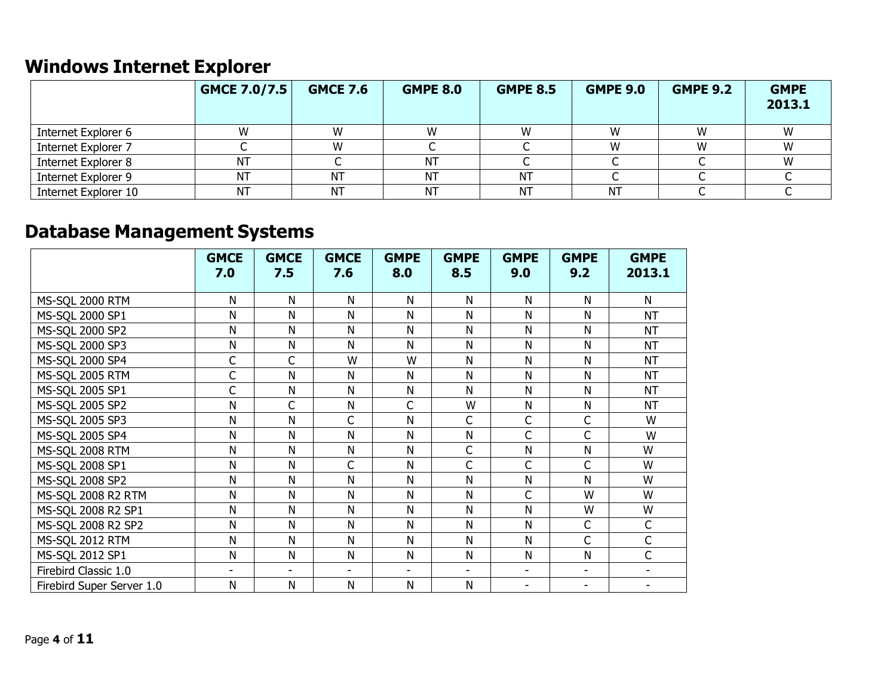## Windows Internet Explorer

| | GMCE 7.0/7.5 | GMCE 7.6 | GMPE 8.0 | GMPE 8.5 | GMPE 9.0 | GMPE 9.2 | GMPE 2013.1 |
|---|---|---|---|---|---|---|---|
| Internet Explorer 6 | W | W | W | W | W | W | W |
| Internet Explorer 7 | C | W | C | C | W | W | W |
| Internet Explorer 8 | NT | C | NT | C | C | C | W |
| Internet Explorer 9 | NT | NT | NT | NT | C | C | C |
| Internet Explorer 10 | NT | NT | NT | NT | NT | C | C |

## Database Management Systems

| | GMCE 7.0 | GMCE 7.5 | GMCE 7.6 | GMPE 8.0 | GMPE 8.5 | GMPE 9.0 | GMPE 9.2 | GMPE 2013.1 |
|---|---|---|---|---|---|---|---|---|
| MS-SQL 2000 RTM | N | N | N | N | N | N | N | N |
| MS-SQL 2000 SP1 | N | N | N | N | N | N | N | NT |
| MS-SQL 2000 SP2 | N | N | N | N | N | N | N | NT |
| MS-SQL 2000 SP3 | N | N | N | N | N | N | N | NT |
| MS-SQL 2000 SP4 | C | C | W | W | N | N | N | NT |
| MS-SQL 2005 RTM | C | N | N | N | N | N | N | NT |
| MS-SQL 2005 SP1 | C | N | N | N | N | N | N | NT |
| MS-SQL 2005 SP2 | N | C | N | C | W | N | N | NT |
| MS-SQL 2005 SP3 | N | N | C | N | C | C | C | W |
| MS-SQL 2005 SP4 | N | N | N | N | N | C | C | W |
| MS-SQL 2008 RTM | N | N | N | N | C | N | N | W |
| MS-SQL 2008 SP1 | N | N | C | N | C | C | C | W |
| MS-SQL 2008 SP2 | N | N | N | N | N | N | N | W |
| MS-SQL 2008 R2 RTM | N | N | N | N | N | C | W | W |
| MS-SQL 2008 R2 SP1 | N | N | N | N | N | N | W | W |
| MS-SQL 2008 R2 SP2 | N | N | N | N | N | N | C | C |
| MS-SQL 2012 RTM | N | N | N | N | N | N | C | C |
| MS-SQL 2012 SP1 | N | N | N | N | N | N | N | C |
| Firebird Classic 1.0 | - | - | - | - | - | - | - | - |
| Firebird Super Server 1.0 | N | N | N | N | N | - | - | - |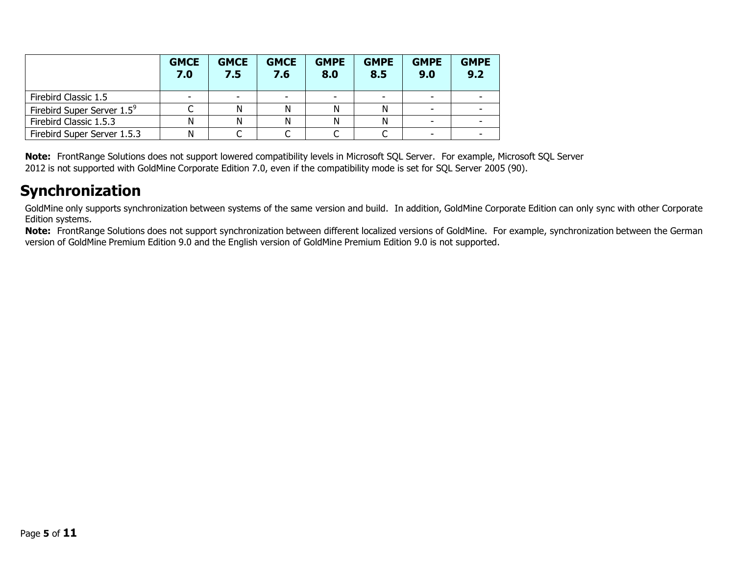| | GMCE 7.0 | GMCE 7.5 | GMCE 7.6 | GMPE 8.0 | GMPE 8.5 | GMPE 9.0 | GMPE 9.2 |
|---|---|---|---|---|---|---|---|
| Firebird Classic 1.5 | - | - | - | - | - | - | - |
| Firebird Super Server 1.5[9] | C | N | N | N | N | - | - |
| Firebird Classic 1.5.3 | N | N | N | N | N | - | - |
| Firebird Super Server 1.5.3 | N | C | C | C | C | - | - |

**Note:** FrontRange Solutions does not support lowered compatibility levels in Microsoft SQL Server. For example, Microsoft SQL Server 2012 is not supported with GoldMine Corporate Edition 7.0, even if the compatibility mode is set for SQL Server 2005 (90).

# Synchronization

GoldMine only supports synchronization between systems of the same version and build. In addition, GoldMine Corporate Edition can only sync with other Corporate Edition systems.

**Note:** FrontRange Solutions does not support synchronization between different localized versions of GoldMine. For example, synchronization between the German version of GoldMine Premium Edition 9.0 and the English version of GoldMine Premium Edition 9.0 is not supported.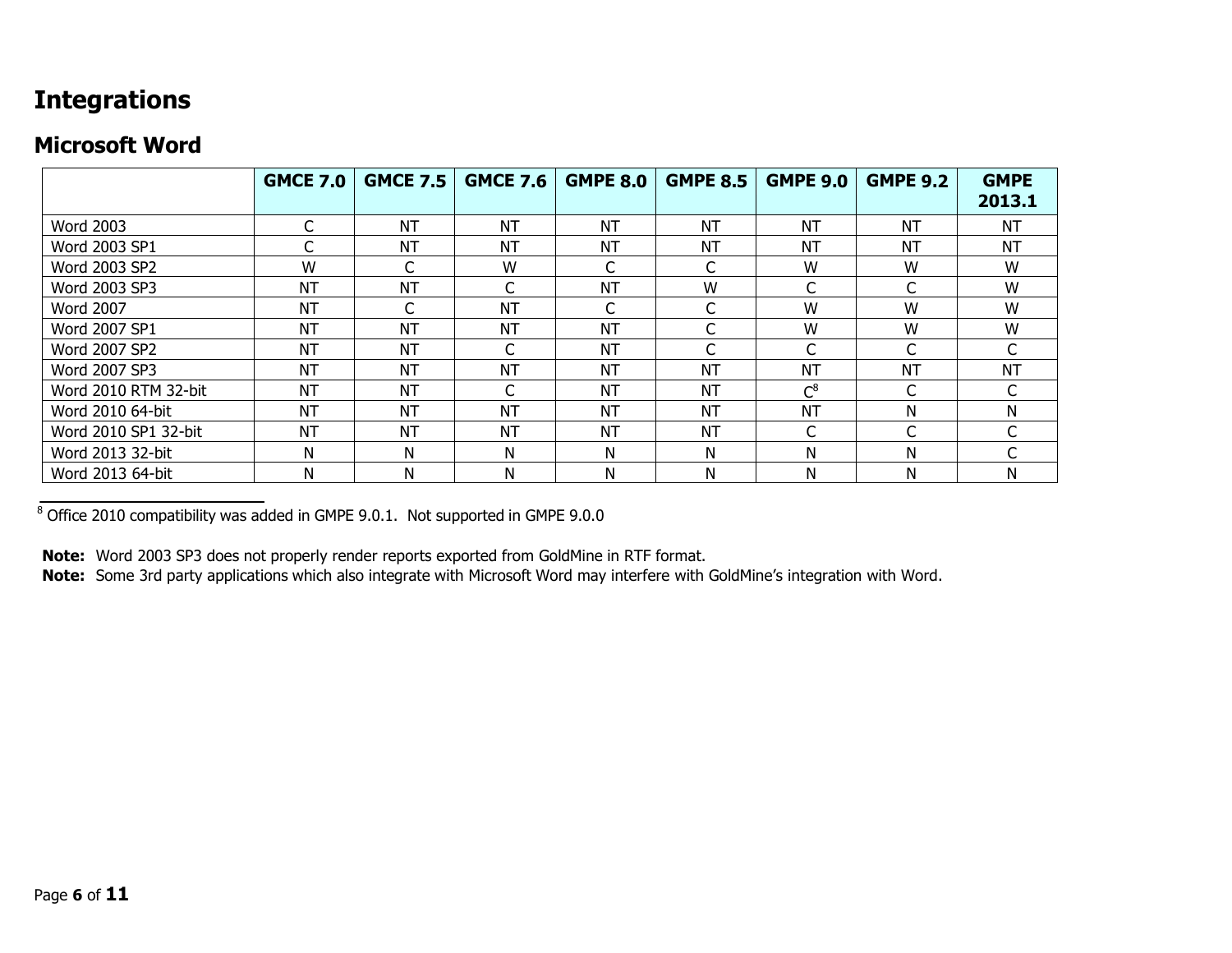# Integrations

## Microsoft Word

| | GMCE 7.0 | GMCE 7.5 | GMCE 7.6 | GMPE 8.0 | GMPE 8.5 | GMPE 9.0 | GMPE 9.2 | GMPE 2013.1 |
|---|---|---|---|---|---|---|---|---|
| Word 2003 | C | NT | NT | NT | NT | NT | NT | NT |
| Word 2003 SP1 | C | NT | NT | NT | NT | NT | NT | NT |
| Word 2003 SP2 | W | C | W | C | C | W | W | W |
| Word 2003 SP3 | NT | NT | C | NT | W | C | C | W |
| Word 2007 | NT | C | NT | C | C | W | W | W |
| Word 2007 SP1 | NT | NT | NT | NT | C | W | W | W |
| Word 2007 SP2 | NT | NT | C | NT | C | C | C | C |
| Word 2007 SP3 | NT | NT | NT | NT | NT | NT | NT | NT |
| Word 2010 RTM 32-bit | NT | NT | C | NT | NT | C[8] | C | C |
| Word 2010 64-bit | NT | NT | NT | NT | NT | NT | N | N |
| Word 2010 SP1 32-bit | NT | NT | NT | NT | NT | C | C | C |
| Word 2013 32-bit | N | N | N | N | N | N | N | C |
| Word 2013 64-bit | N | N | N | N | N | N | N | N |

[8] Office 2010 compatibility was added in GMPE 9.0.1. Not supported in GMPE 9.0.0

**Note:** Word 2003 SP3 does not properly render reports exported from GoldMine in RTF format.
**Note:** Some 3rd party applications which also integrate with Microsoft Word may interfere with GoldMine's integration with Word.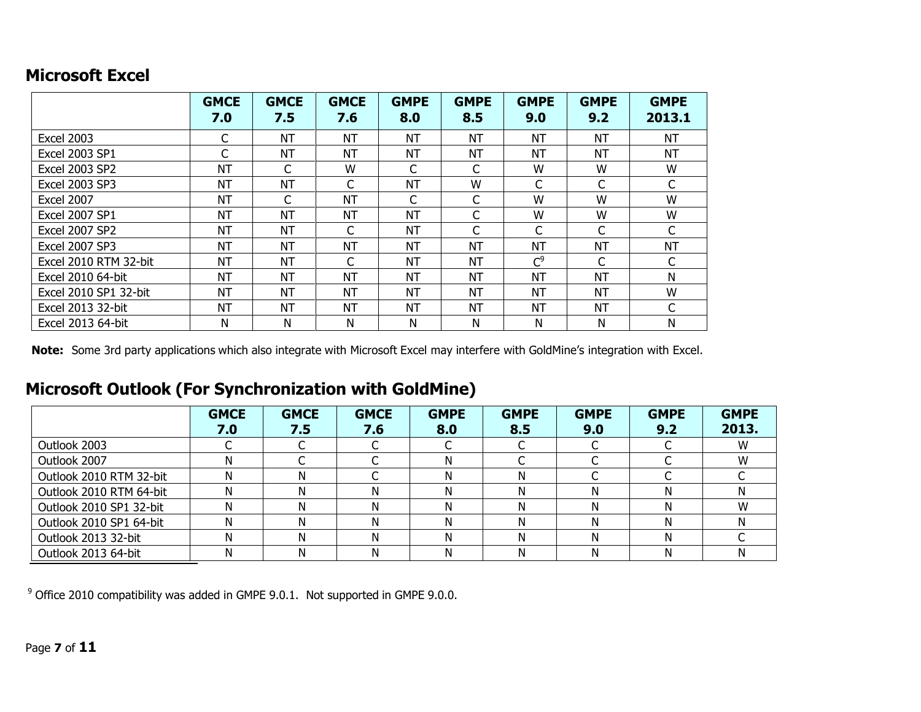## Microsoft Excel

| | GMCE 7.0 | GMCE 7.5 | GMCE 7.6 | GMPE 8.0 | GMPE 8.5 | GMPE 9.0 | GMPE 9.2 | GMPE 2013.1 |
|---|---|---|---|---|---|---|---|---|
| Excel 2003 | C | NT | NT | NT | NT | NT | NT | NT |
| Excel 2003 SP1 | C | NT | NT | NT | NT | NT | NT | NT |
| Excel 2003 SP2 | NT | C | W | C | C | W | W | W |
| Excel 2003 SP3 | NT | NT | C | NT | W | C | C | C |
| Excel 2007 | NT | C | NT | C | C | W | W | W |
| Excel 2007 SP1 | NT | NT | NT | NT | C | W | W | W |
| Excel 2007 SP2 | NT | NT | C | NT | C | C | C | C |
| Excel 2007 SP3 | NT | NT | NT | NT | NT | NT | NT | NT |
| Excel 2010 RTM 32-bit | NT | NT | C | NT | NT | C[9] | C | C |
| Excel 2010 64-bit | NT | NT | NT | NT | NT | NT | NT | N |
| Excel 2010 SP1 32-bit | NT | NT | NT | NT | NT | NT | NT | W |
| Excel 2013 32-bit | NT | NT | NT | NT | NT | NT | NT | C |
| Excel 2013 64-bit | N | N | N | N | N | N | N | N |

**Note:** Some 3rd party applications which also integrate with Microsoft Excel may interfere with GoldMine's integration with Excel.

## Microsoft Outlook (For Synchronization with GoldMine)

| | GMCE 7.0 | GMCE 7.5 | GMCE 7.6 | GMPE 8.0 | GMPE 8.5 | GMPE 9.0 | GMPE 9.2 | GMPE 2013. |
|---|---|---|---|---|---|---|---|---|
| Outlook 2003 | C | C | C | C | C | C | C | W |
| Outlook 2007 | N | C | C | N | C | C | C | W |
| Outlook 2010 RTM 32-bit | N | N | C | N | N | C | C | C |
| Outlook 2010 RTM 64-bit | N | N | N | N | N | N | N | N |
| Outlook 2010 SP1 32-bit | N | N | N | N | N | N | N | W |
| Outlook 2010 SP1 64-bit | N | N | N | N | N | N | N | N |
| Outlook 2013 32-bit | N | N | N | N | N | N | N | C |
| Outlook 2013 64-bit | N | N | N | N | N | N | N | N |

[9] Office 2010 compatibility was added in GMPE 9.0.1. Not supported in GMPE 9.0.0.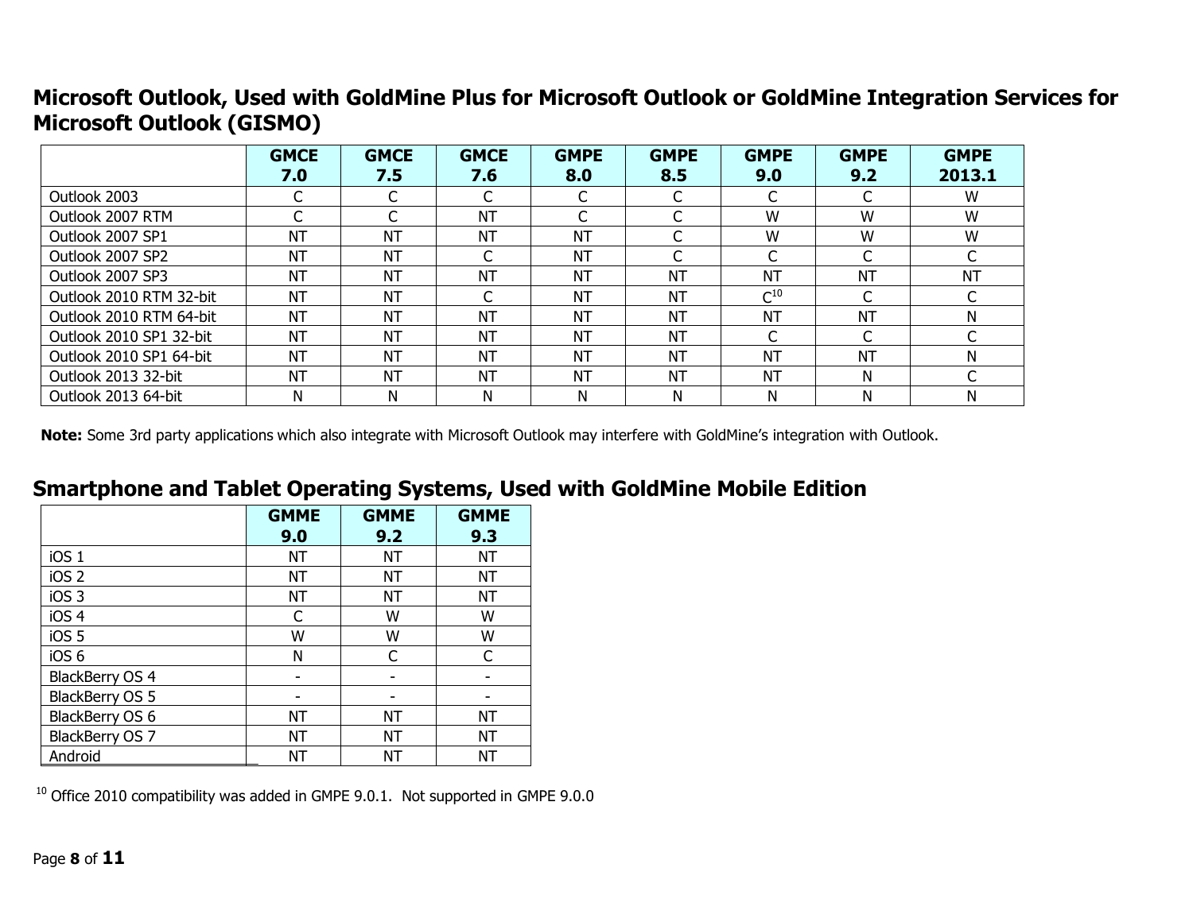## Microsoft Outlook, Used with GoldMine Plus for Microsoft Outlook or GoldMine Integration Services for Microsoft Outlook (GISMO)

| | GMCE 7.0 | GMCE 7.5 | GMCE 7.6 | GMPE 8.0 | GMPE 8.5 | GMPE 9.0 | GMPE 9.2 | GMPE 2013.1 |
|---|---|---|---|---|---|---|---|---|
| Outlook 2003 | C | C | C | C | C | C | C | W |
| Outlook 2007 RTM | C | C | NT | C | C | W | W | W |
| Outlook 2007 SP1 | NT | NT | NT | NT | C | W | W | W |
| Outlook 2007 SP2 | NT | NT | C | NT | C | C | C | C |
| Outlook 2007 SP3 | NT | NT | NT | NT | NT | NT | NT | NT |
| Outlook 2010 RTM 32-bit | NT | NT | C | NT | NT | C[10] | C | C |
| Outlook 2010 RTM 64-bit | NT | NT | NT | NT | NT | NT | NT | N |
| Outlook 2010 SP1 32-bit | NT | NT | NT | NT | NT | C | C | C |
| Outlook 2010 SP1 64-bit | NT | NT | NT | NT | NT | NT | NT | N |
| Outlook 2013 32-bit | NT | NT | NT | NT | NT | NT | N | C |
| Outlook 2013 64-bit | N | N | N | N | N | N | N | N |

**Note:** Some 3rd party applications which also integrate with Microsoft Outlook may interfere with GoldMine's integration with Outlook.

## Smartphone and Tablet Operating Systems, Used with GoldMine Mobile Edition

| | GMME 9.0 | GMME 9.2 | GMME 9.3 |
|---|---|---|---|
| iOS 1 | NT | NT | NT |
| iOS 2 | NT | NT | NT |
| iOS 3 | NT | NT | NT |
| iOS 4 | C | W | W |
| iOS 5 | W | W | W |
| iOS 6 | N | C | C |
| BlackBerry OS 4 | - | - | - |
| BlackBerry OS 5 | - | - | - |
| BlackBerry OS 6 | NT | NT | NT |
| BlackBerry OS 7 | NT | NT | NT |
| Android | NT | NT | NT |

[10] Office 2010 compatibility was added in GMPE 9.0.1. Not supported in GMPE 9.0.0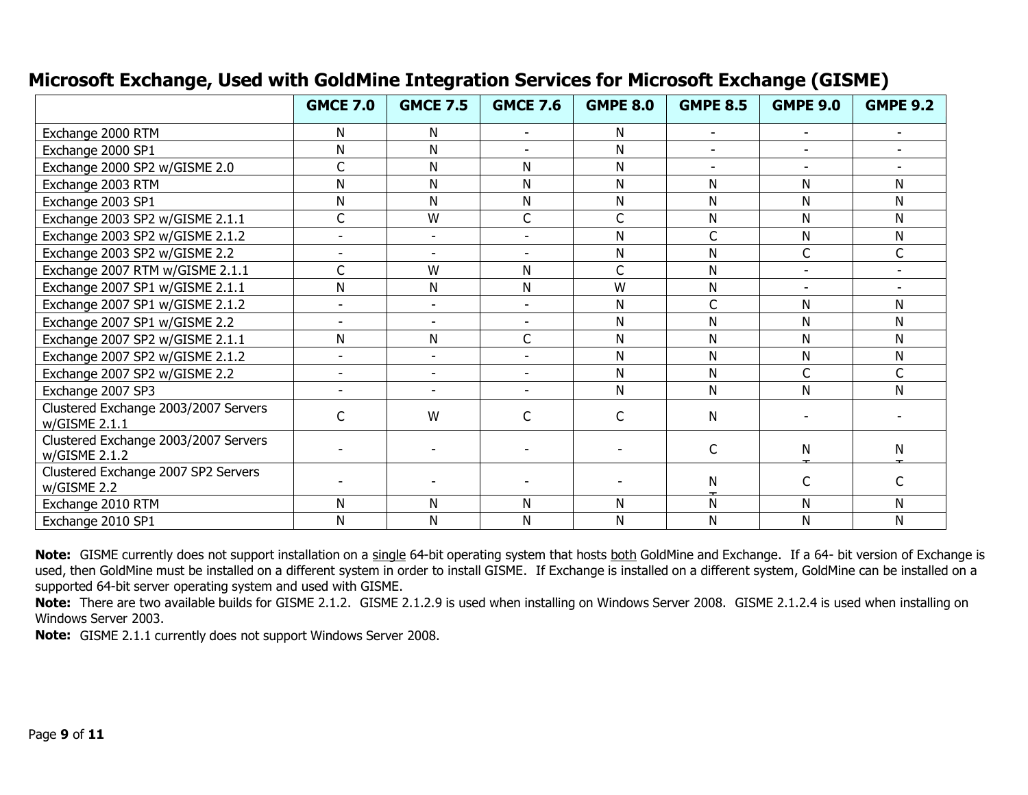## Microsoft Exchange, Used with GoldMine Integration Services for Microsoft Exchange (GISME)

| | GMCE 7.0 | GMCE 7.5 | GMCE 7.6 | GMPE 8.0 | GMPE 8.5 | GMPE 9.0 | GMPE 9.2 |
|---|---|---|---|---|---|---|---|
| Exchange 2000 RTM | N | N | - | N | - | - | - |
| Exchange 2000 SP1 | N | N | - | N | - | - | - |
| Exchange 2000 SP2 w/GISME 2.0 | C | N | N | N | - | - | - |
| Exchange 2003 RTM | N | N | N | N | N | N | N |
| Exchange 2003 SP1 | N | N | N | N | N | N | N |
| Exchange 2003 SP2 w/GISME 2.1.1 | C | W | C | C | N | N | N |
| Exchange 2003 SP2 w/GISME 2.1.2 | - | - | - | N | C | N | N |
| Exchange 2003 SP2 w/GISME 2.2 | - | - | - | N | N | C | C |
| Exchange 2007 RTM w/GISME 2.1.1 | C | W | N | C | N | - | - |
| Exchange 2007 SP1 w/GISME 2.1.1 | N | N | N | W | N | - | - |
| Exchange 2007 SP1 w/GISME 2.1.2 | - | - | - | N | C | N | N |
| Exchange 2007 SP1 w/GISME 2.2 | - | - | - | N | N | N | N |
| Exchange 2007 SP2 w/GISME 2.1.1 | N | N | C | N | N | N | N |
| Exchange 2007 SP2 w/GISME 2.1.2 | - | - | - | N | N | N | N |
| Exchange 2007 SP2 w/GISME 2.2 | - | - | - | N | N | C | C |
| Exchange 2007 SP3 | - | - | - | N | N | N | N |
| Clustered Exchange 2003/2007 Servers w/GISME 2.1.1 | C | W | C | C | N | - | - |
| Clustered Exchange 2003/2007 Servers w/GISME 2.1.2 | - | - | - | - | C | N | N |
| Clustered Exchange 2007 SP2 Servers w/GISME 2.2 | - | - | - | - | N | C | C |
| Exchange 2010 RTM | N | N | N | N | N | N | N |
| Exchange 2010 SP1 | N | N | N | N | N | N | N |

**Note:** GISME currently does not support installation on a single 64-bit operating system that hosts both GoldMine and Exchange. If a 64- bit version of Exchange is used, then GoldMine must be installed on a different system in order to install GISME. If Exchange is installed on a different system, GoldMine can be installed on a supported 64-bit server operating system and used with GISME.

**Note:** There are two available builds for GISME 2.1.2. GISME 2.1.2.9 is used when installing on Windows Server 2008. GISME 2.1.2.4 is used when installing on Windows Server 2003.

**Note:** GISME 2.1.1 currently does not support Windows Server 2008.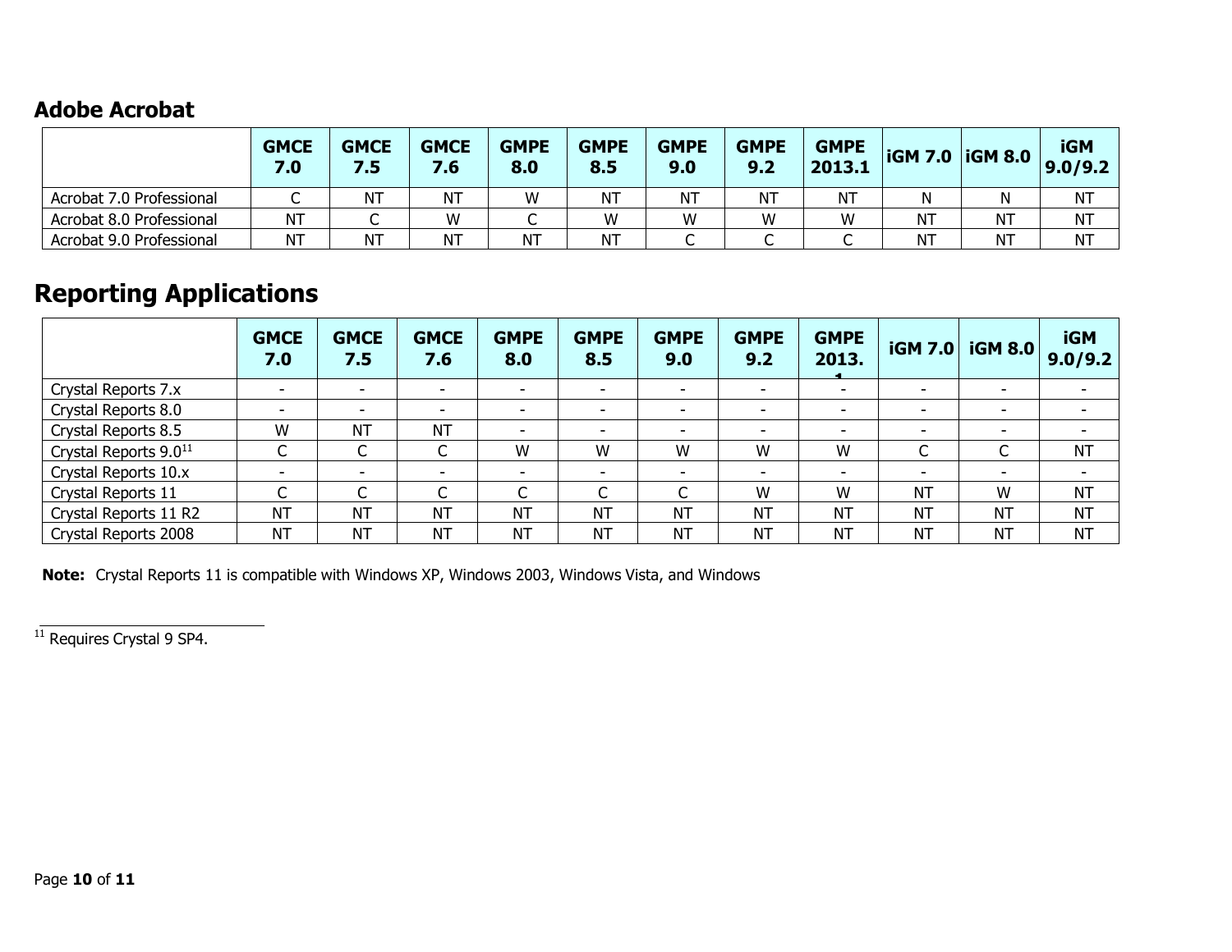## Adobe Acrobat

| | GMCE 7.0 | GMCE 7.5 | GMCE 7.6 | GMPE 8.0 | GMPE 8.5 | GMPE 9.0 | GMPE 9.2 | GMPE 2013.1 | iGM 7.0 | iGM 8.0 | iGM 9.0/9.2 |
|---|---|---|---|---|---|---|---|---|---|---|---|
| Acrobat 7.0 Professional | C | NT | NT | W | NT | NT | NT | NT | N | N | NT |
| Acrobat 8.0 Professional | NT | C | W | C | W | W | W | W | NT | NT | NT |
| Acrobat 9.0 Professional | NT | NT | NT | NT | NT | C | C | C | NT | NT | NT |

# Reporting Applications

| | GMCE 7.0 | GMCE 7.5 | GMCE 7.6 | GMPE 8.0 | GMPE 8.5 | GMPE 9.0 | GMPE 9.2 | GMPE 2013.1 | iGM 7.0 | iGM 8.0 | iGM 9.0/9.2 |
|---|---|---|---|---|---|---|---|---|---|---|---|
| Crystal Reports 7.x | - | - | - | - | - | - | - | - | - | - | - |
| Crystal Reports 8.0 | - | - | - | - | - | - | - | - | - | - | - |
| Crystal Reports 8.5 | W | NT | NT | - | - | - | - | - | - | - | - |
| Crystal Reports 9.0[11] | C | C | C | W | W | W | W | W | C | C | NT |
| Crystal Reports 10.x | - | - | - | - | - | - | - | - | - | - | - |
| Crystal Reports 11 | C | C | C | C | C | C | W | W | NT | W | NT |
| Crystal Reports 11 R2 | NT | NT | NT | NT | NT | NT | NT | NT | NT | NT | NT |
| Crystal Reports 2008 | NT | NT | NT | NT | NT | NT | NT | NT | NT | NT | NT |

**Note:** Crystal Reports 11 is compatible with Windows XP, Windows 2003, Windows Vista, and Windows

[11] Requires Crystal 9 SP4.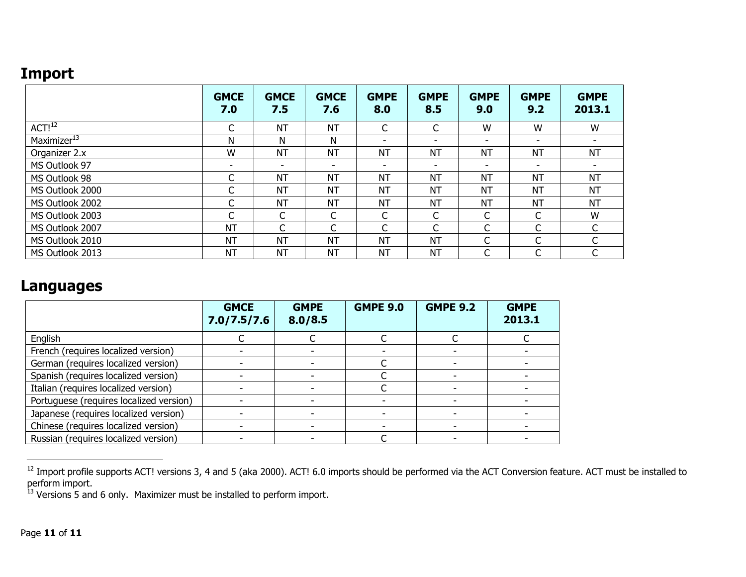## Import

| | GMCE 7.0 | GMCE 7.5 | GMCE 7.6 | GMPE 8.0 | GMPE 8.5 | GMPE 9.0 | GMPE 9.2 | GMPE 2013.1 |
|---|---|---|---|---|---|---|---|---|
| ACT![12] | C | NT | NT | C | C | W | W | W |
| Maximizer[13] | N | N | N | - | - | - | - | - |
| Organizer 2.x | W | NT | NT | NT | NT | NT | NT | NT |
| MS Outlook 97 | - | - | - | - | - | - | - | - |
| MS Outlook 98 | C | NT | NT | NT | NT | NT | NT | NT |
| MS Outlook 2000 | C | NT | NT | NT | NT | NT | NT | NT |
| MS Outlook 2002 | C | NT | NT | NT | NT | NT | NT | NT |
| MS Outlook 2003 | C | C | C | C | C | C | C | W |
| MS Outlook 2007 | NT | C | C | C | C | C | C | C |
| MS Outlook 2010 | NT | NT | NT | NT | NT | C | C | C |
| MS Outlook 2013 | NT | NT | NT | NT | NT | C | C | C |

## Languages

| | GMCE 7.0/7.5/7.6 | GMPE 8.0/8.5 | GMPE 9.0 | GMPE 9.2 | GMPE 2013.1 |
|---|---|---|---|---|---|
| English | C | C | C | C | C |
| French (requires localized version) | - | - | - | - | - |
| German (requires localized version) | - | - | C | - | - |
| Spanish (requires localized version) | - | - | C | - | - |
| Italian (requires localized version) | - | - | C | - | - |
| Portuguese (requires localized version) | - | - | - | - | - |
| Japanese (requires localized version) | - | - | - | - | - |
| Chinese (requires localized version) | - | - | - | - | - |
| Russian (requires localized version) | - | - | C | - | - |

[12] Import profile supports ACT! versions 3, 4 and 5 (aka 2000). ACT! 6.0 imports should be performed via the ACT Conversion feature. ACT must be installed to perform import.

[13] Versions 5 and 6 only. Maximizer must be installed to perform import.